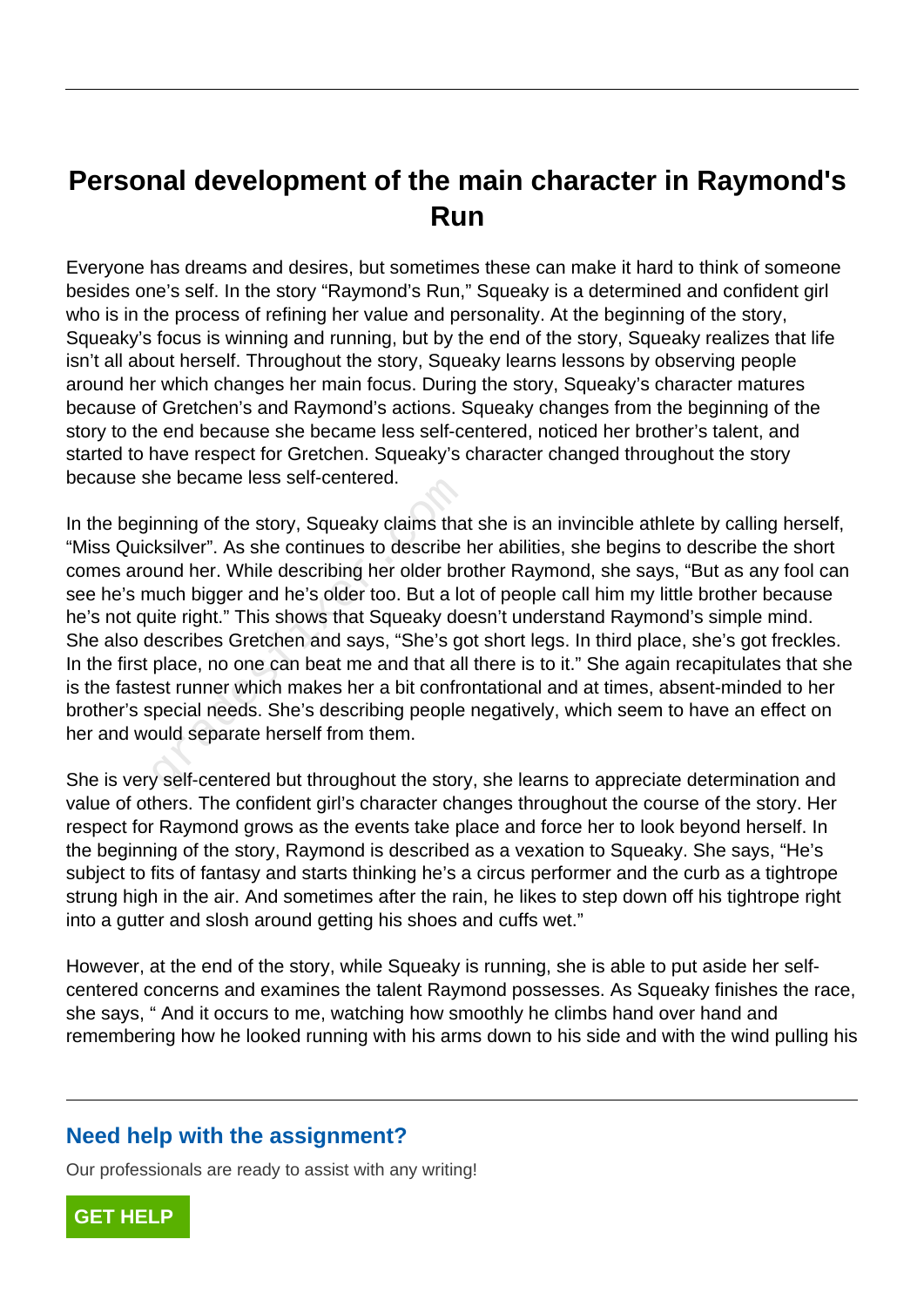# Personal development of the main character in Raymond's Run

Everyone has dreams and desires, but sometimes these can make it hard to think of someone besides one's self. In the story "Raymond's Run," Squeaky is a determined and confident girl who is in the process of refining her value and personality. At the beginning of the story, Squeaky's focus is winning and running, but by the end of the story, Squeaky realizes that life isn't all about herself. Throughout the story, Squeaky learns lessons by observing people around her which changes her main focus. During the story, Squeaky's character matures because of Gretchen's and Raymond's actions. Squeaky changes from the beginning of the story to the end because she became less self-centered, noticed her brother's talent, and started to have respect for Gretchen. Squeaky's character changed throughout the story because she became less self-centered.

In the beginning of the story, Squeaky claims that she is an invincible athlete by calling herself, "Miss Quicksilver". As she continues to describe her abilities, she begins to describe the short comes around her. While describing her older brother Raymond, she says, "But as any fool can see he's much bigger and he's older too. But a lot of people call him my little brother because he's not quite right." This shows that Squeaky doesn't understand Raymond's simple mind. She also describes Gretchen and says, "She's got short legs. In third place, she's got freckles. In the first place, no one can beat me and that all there is to it." She again recapitulates that she is the fastest runner which makes her a bit confrontational and at times, absent-minded to her brother's special needs. She's describing people negatively, which seem to have an effect on her and would separate herself from them.

She is very self-centered but throughout the story, she learns to appreciate determination and value of others. The confident girl's character changes throughout the course of the story. Her respect for Raymond grows as the events take place and force her to look beyond herself. In the beginning of the story, Raymond is described as a vexation to Squeaky. She says, "He's subject to fits of fantasy and starts thinking he's a circus performer and the curb as a tightrope strung high in the air. And sometimes after the rain, he likes to step down off his tightrope right into a gutter and slosh around getting his shoes and cuffs wet."

However, at the end of the story, while Squeaky is running, she is able to put aside her self-centered concerns and examines the talent Raymond possesses. As Squeaky finishes the race, she says, " And it occurs to me, watching how smoothly he climbs hand over hand and remembering how he looked running with his arms down to his side and with the wind pulling his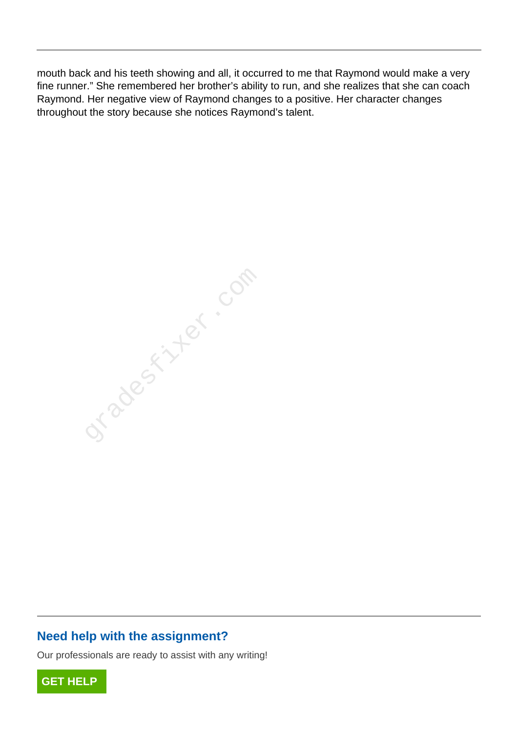mouth back and his teeth showing and all, it occurred to me that Raymond would make a very fine runner." She remembered her brother's ability to run, and she realizes that she can coach Raymond. Her negative view of Raymond changes to a positive. Her character changes throughout the story because she notices Raymond's talent.

## Need help with the assignment?

Our professionals are ready to assist with any writing!

**GET HELP**